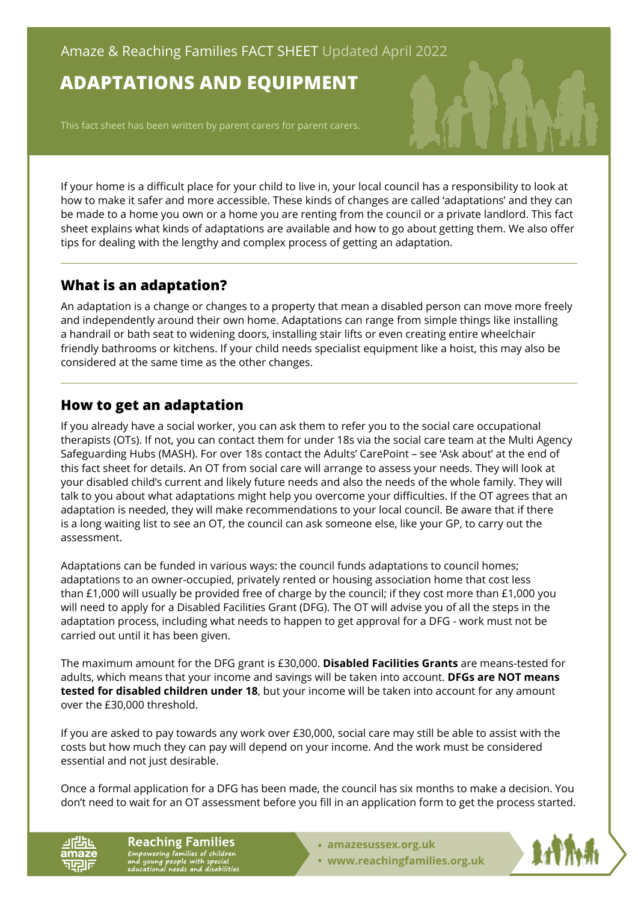Amaze & Reaching Families FACT SHEET Updated April 2022

# ADAPTATIONS AND EQUIPMENT

This fact sheet has been written by parent carers for parent carers.

If your home is a difficult place for your child to live in, your local council has a responsibility to look at how to make it safer and more accessible. These kinds of changes are called 'adaptations' and they can be made to a home you own or a home you are renting from the council or a private landlord. This fact sheet explains what kinds of adaptations are available and how to go about getting them. We also offer tips for dealing with the lengthy and complex process of getting an adaptation.

## What is an adaptation?

An adaptation is a change or changes to a property that mean a disabled person can move more freely and independently around their own home. Adaptations can range from simple things like installing a handrail or bath seat to widening doors, installing stair lifts or even creating entire wheelchair friendly bathrooms or kitchens. If your child needs specialist equipment like a hoist, this may also be considered at the same time as the other changes.

## How to get an adaptation

If you already have a social worker, you can ask them to refer you to the social care occupational therapists (OTs). If not, you can contact them for under 18s via the social care team at the Multi Agency Safeguarding Hubs (MASH). For over 18s contact the Adults' CarePoint – see 'Ask about' at the end of this fact sheet for details. An OT from social care will arrange to assess your needs. They will look at your disabled child's current and likely future needs and also the needs of the whole family. They will talk to you about what adaptations might help you overcome your difficulties. If the OT agrees that an adaptation is needed, they will make recommendations to your local council. Be aware that if there is a long waiting list to see an OT, the council can ask someone else, like your GP, to carry out the assessment.

Adaptations can be funded in various ways: the council funds adaptations to council homes; adaptations to an owner-occupied, privately rented or housing association home that cost less than £1,000 will usually be provided free of charge by the council; if they cost more than £1,000 you will need to apply for a Disabled Facilities Grant (DFG). The OT will advise you of all the steps in the adaptation process, including what needs to happen to get approval for a DFG - work must not be carried out until it has been given.

The maximum amount for the DFG grant is £30,000. **Disabled Facilities Grants** are means-tested for adults, which means that your income and savings will be taken into account. **DFGs are NOT means tested for disabled children under 18**, but your income will be taken into account for any amount over the £30,000 threshold.

If you are asked to pay towards any work over £30,000, social care may still be able to assist with the costs but how much they can pay will depend on your income. And the work must be considered essential and not just desirable.

Once a formal application for a DFG has been made, the council has six months to make a decision. You don't need to wait for an OT assessment before you fill in an application form to get the process started.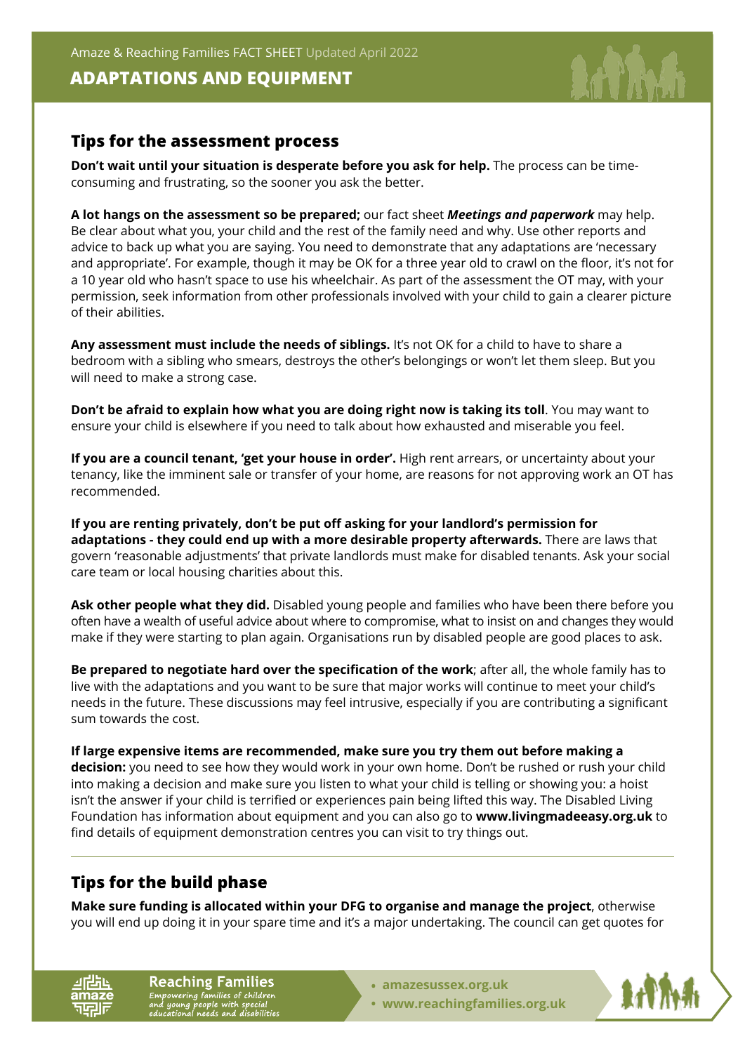## Tips for the assessment process

**Don't wait until your situation is desperate before you ask for help.** The process can be time-consuming and frustrating, so the sooner you ask the better.

**A lot hangs on the assessment so be prepared;** our fact sheet ***Meetings and paperwork*** may help. Be clear about what you, your child and the rest of the family need and why. Use other reports and advice to back up what you are saying. You need to demonstrate that any adaptations are 'necessary and appropriate'. For example, though it may be OK for a three year old to crawl on the floor, it's not for a 10 year old who hasn't space to use his wheelchair. As part of the assessment the OT may, with your permission, seek information from other professionals involved with your child to gain a clearer picture of their abilities.

**Any assessment must include the needs of siblings.** It's not OK for a child to have to share a bedroom with a sibling who smears, destroys the other's belongings or won't let them sleep. But you will need to make a strong case.

**Don't be afraid to explain how what you are doing right now is taking its toll**. You may want to ensure your child is elsewhere if you need to talk about how exhausted and miserable you feel.

**If you are a council tenant, 'get your house in order'.** High rent arrears, or uncertainty about your tenancy, like the imminent sale or transfer of your home, are reasons for not approving work an OT has recommended.

**If you are renting privately, don't be put off asking for your landlord's permission for adaptations - they could end up with a more desirable property afterwards.** There are laws that govern 'reasonable adjustments' that private landlords must make for disabled tenants. Ask your social care team or local housing charities about this.

**Ask other people what they did.** Disabled young people and families who have been there before you often have a wealth of useful advice about where to compromise, what to insist on and changes they would make if they were starting to plan again. Organisations run by disabled people are good places to ask.

**Be prepared to negotiate hard over the specification of the work**; after all, the whole family has to live with the adaptations and you want to be sure that major works will continue to meet your child's needs in the future. These discussions may feel intrusive, especially if you are contributing a significant sum towards the cost.

**If large expensive items are recommended, make sure you try them out before making a decision:** you need to see how they would work in your own home. Don't be rushed or rush your child into making a decision and make sure you listen to what your child is telling or showing you: a hoist isn't the answer if your child is terrified or experiences pain being lifted this way. The Disabled Living Foundation has information about equipment and you can also go to **www.livingmadeeasy.org.uk** to find details of equipment demonstration centres you can visit to try things out.

## Tips for the build phase

**Make sure funding is allocated within your DFG to organise and manage the project**, otherwise you will end up doing it in your spare time and it's a major undertaking. The council can get quotes for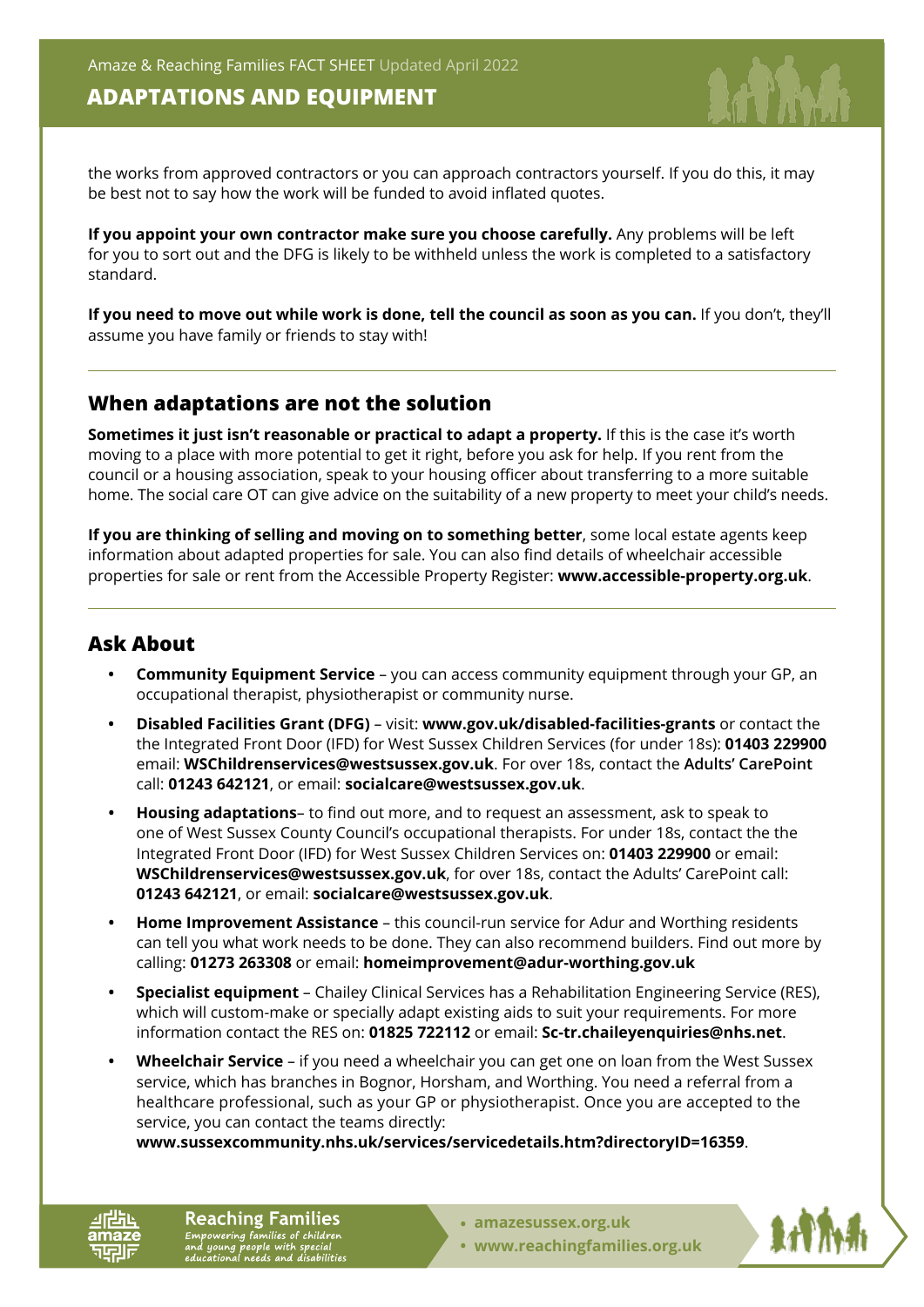the works from approved contractors or you can approach contractors yourself. If you do this, it may be best not to say how the work will be funded to avoid inflated quotes.

**If you appoint your own contractor make sure you choose carefully.** Any problems will be left for you to sort out and the DFG is likely to be withheld unless the work is completed to a satisfactory standard.

**If you need to move out while work is done, tell the council as soon as you can.** If you don't, they'll assume you have family or friends to stay with!

## When adaptations are not the solution

**Sometimes it just isn't reasonable or practical to adapt a property.** If this is the case it's worth moving to a place with more potential to get it right, before you ask for help. If you rent from the council or a housing association, speak to your housing officer about transferring to a more suitable home. The social care OT can give advice on the suitability of a new property to meet your child's needs.

**If you are thinking of selling and moving on to something better**, some local estate agents keep information about adapted properties for sale. You can also find details of wheelchair accessible properties for sale or rent from the Accessible Property Register: **www.accessible-property.org.uk**.

## Ask About

- **Community Equipment Service** – you can access community equipment through your GP, an occupational therapist, physiotherapist or community nurse.
- **Disabled Facilities Grant (DFG)** – visit: **www.gov.uk/disabled-facilities-grants** or contact the the Integrated Front Door (IFD) for West Sussex Children Services (for under 18s): **01403 229900** email: **WSChildrenservices@westsussex.gov.uk**. For over 18s, contact the **Adults' CarePoint** call: **01243 642121**, or email: **socialcare@westsussex.gov.uk**.
- **Housing adaptations**– to find out more, and to request an assessment, ask to speak to one of West Sussex County Council's occupational therapists. For under 18s, contact the the Integrated Front Door (IFD) for West Sussex Children Services on: **01403 229900** or email: **WSChildrenservices@westsussex.gov.uk**, for over 18s, contact the Adults' CarePoint call: **01243 642121**, or email: **socialcare@westsussex.gov.uk**.
- **Home Improvement Assistance** – this council-run service for Adur and Worthing residents can tell you what work needs to be done. They can also recommend builders. Find out more by calling: **01273 263308** or email: **homeimprovement@adur-worthing.gov.uk**
- **Specialist equipment** – Chailey Clinical Services has a Rehabilitation Engineering Service (RES), which will custom-make or specially adapt existing aids to suit your requirements. For more information contact the RES on: **01825 722112** or email: **Sc-tr.chaileyenquiries@nhs.net**.
- **Wheelchair Service** – if you need a wheelchair you can get one on loan from the West Sussex service, which has branches in Bognor, Horsham, and Worthing. You need a referral from a healthcare professional, such as your GP or physiotherapist. Once you are accepted to the service, you can contact the teams directly: **www.sussexcommunity.nhs.uk/services/servicedetails.htm?directoryID=16359**.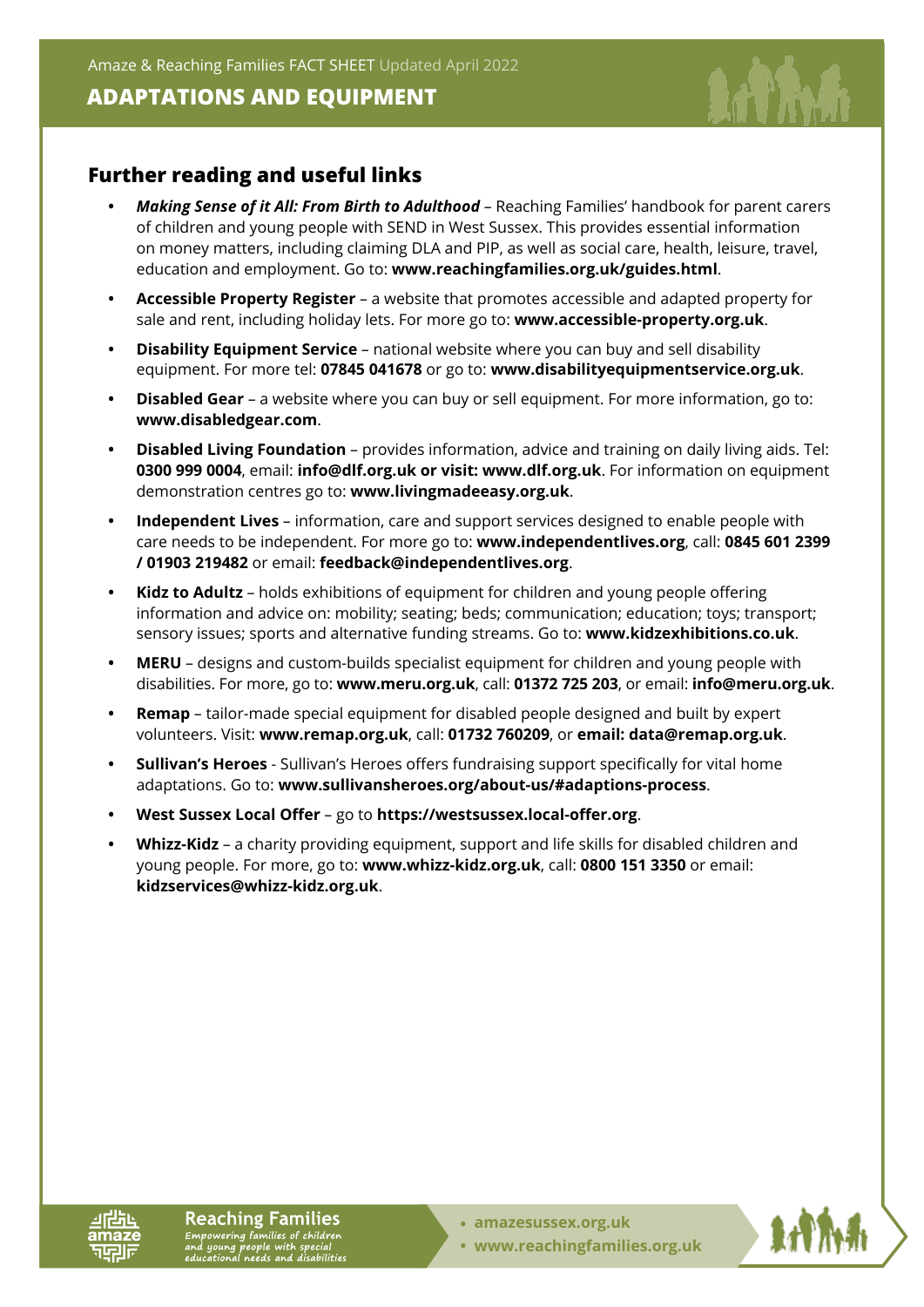## Further reading and useful links

- ***Making Sense of it All: From Birth to Adulthood*** – Reaching Families' handbook for parent carers of children and young people with SEND in West Sussex. This provides essential information on money matters, including claiming DLA and PIP, as well as social care, health, leisure, travel, education and employment. Go to: **www.reachingfamilies.org.uk/guides.html**.
- **Accessible Property Register** – a website that promotes accessible and adapted property for sale and rent, including holiday lets. For more go to: **www.accessible-property.org.uk**.
- **Disability Equipment Service** – national website where you can buy and sell disability equipment. For more tel: **07845 041678** or go to: **www.disabilityequipmentservice.org.uk**.
- **Disabled Gear** – a website where you can buy or sell equipment. For more information, go to: **www.disabledgear.com**.
- **Disabled Living Foundation** – provides information, advice and training on daily living aids. Tel: **0300 999 0004**, email: **info@dlf.org.uk or visit: www.dlf.org.uk**. For information on equipment demonstration centres go to: **www.livingmadeeasy.org.uk**.
- **Independent Lives** – information, care and support services designed to enable people with care needs to be independent. For more go to: **www.independentlives.org**, call: **0845 601 2399 / 01903 219482** or email: **feedback@independentlives.org**.
- **Kidz to Adultz** – holds exhibitions of equipment for children and young people offering information and advice on: mobility; seating; beds; communication; education; toys; transport; sensory issues; sports and alternative funding streams. Go to: **www.kidzexhibitions.co.uk**.
- **MERU** – designs and custom-builds specialist equipment for children and young people with disabilities. For more, go to: **www.meru.org.uk**, call: **01372 725 203**, or email: **info@meru.org.uk**.
- **Remap** – tailor-made special equipment for disabled people designed and built by expert volunteers. Visit: **www.remap.org.uk**, call: **01732 760209**, or **email: data@remap.org.uk**.
- **Sullivan's Heroes** - Sullivan's Heroes offers fundraising support specifically for vital home adaptations. Go to: **www.sullivansheroes.org/about-us/#adaptions-process**.
- **West Sussex Local Offer** – go to **https://westsussex.local-offer.org**.
- **Whizz-Kidz** – a charity providing equipment, support and life skills for disabled children and young people. For more, go to: **www.whizz-kidz.org.uk**, call: **0800 151 3350** or email: **kidzservices@whizz-kidz.org.uk**.